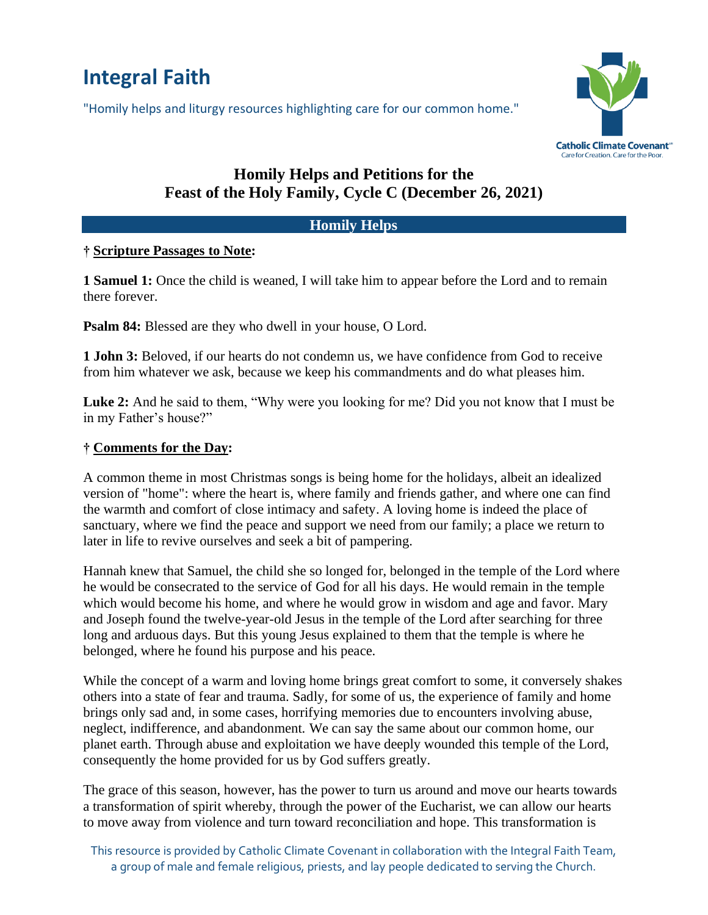# Integral Faith

"Homily helps and liturgy resources highlighting care for our common home."

Catholic Climate Covenant
Care for Creation. Care for the Poor.

## Homily Helps and Petitions for the Feast of the Holy Family, Cycle C (December 26, 2021)

### Homily Helps

**† Scripture Passages to Note:**

**1 Samuel 1:** Once the child is weaned, I will take him to appear before the Lord and to remain there forever.

**Psalm 84:** Blessed are they who dwell in your house, O Lord.

**1 John 3:** Beloved, if our hearts do not condemn us, we have confidence from God to receive from him whatever we ask, because we keep his commandments and do what pleases him.

**Luke 2:** And he said to them, "Why were you looking for me? Did you not know that I must be in my Father's house?"

**† Comments for the Day:**

A common theme in most Christmas songs is being home for the holidays, albeit an idealized version of "home": where the heart is, where family and friends gather, and where one can find the warmth and comfort of close intimacy and safety. A loving home is indeed the place of sanctuary, where we find the peace and support we need from our family; a place we return to later in life to revive ourselves and seek a bit of pampering.

Hannah knew that Samuel, the child she so longed for, belonged in the temple of the Lord where he would be consecrated to the service of God for all his days. He would remain in the temple which would become his home, and where he would grow in wisdom and age and favor. Mary and Joseph found the twelve-year-old Jesus in the temple of the Lord after searching for three long and arduous days. But this young Jesus explained to them that the temple is where he belonged, where he found his purpose and his peace.

While the concept of a warm and loving home brings great comfort to some, it conversely shakes others into a state of fear and trauma. Sadly, for some of us, the experience of family and home brings only sad and, in some cases, horrifying memories due to encounters involving abuse, neglect, indifference, and abandonment. We can say the same about our common home, our planet earth. Through abuse and exploitation we have deeply wounded this temple of the Lord, consequently the home provided for us by God suffers greatly.

The grace of this season, however, has the power to turn us around and move our hearts towards a transformation of spirit whereby, through the power of the Eucharist, we can allow our hearts to move away from violence and turn toward reconciliation and hope. This transformation is

This resource is provided by Catholic Climate Covenant in collaboration with the Integral Faith Team, a group of male and female religious, priests, and lay people dedicated to serving the Church.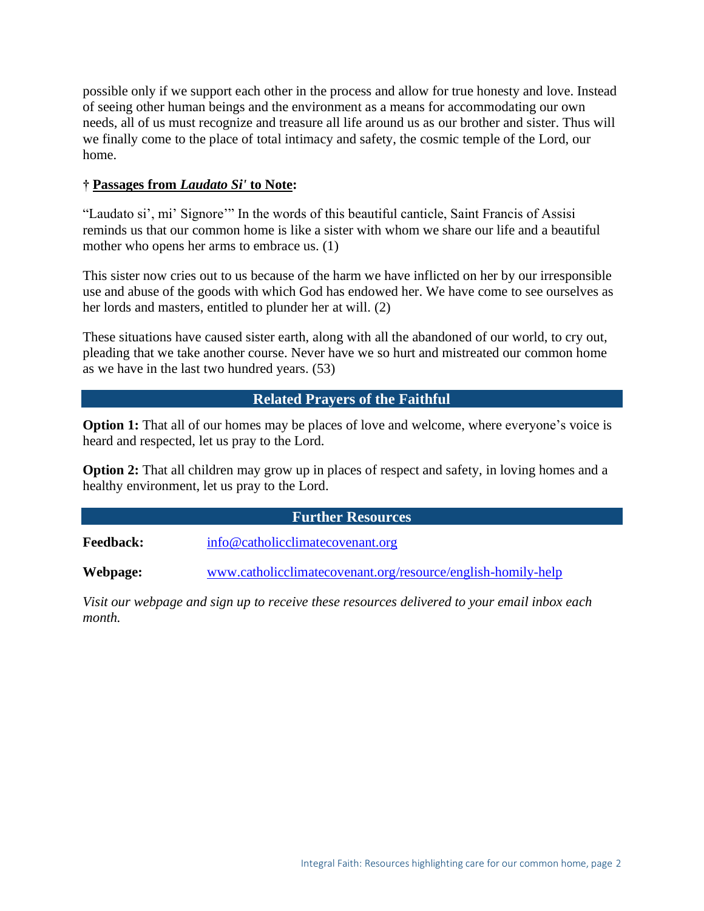possible only if we support each other in the process and allow for true honesty and love. Instead of seeing other human beings and the environment as a means for accommodating our own needs, all of us must recognize and treasure all life around us as our brother and sister. Thus will we finally come to the place of total intimacy and safety, the cosmic temple of the Lord, our home.

**† Passages from *Laudato Si'* to Note:**

"Laudato si', mi' Signore'" In the words of this beautiful canticle, Saint Francis of Assisi reminds us that our common home is like a sister with whom we share our life and a beautiful mother who opens her arms to embrace us. (1)

This sister now cries out to us because of the harm we have inflicted on her by our irresponsible use and abuse of the goods with which God has endowed her. We have come to see ourselves as her lords and masters, entitled to plunder her at will. (2)

These situations have caused sister earth, along with all the abandoned of our world, to cry out, pleading that we take another course. Never have we so hurt and mistreated our common home as we have in the last two hundred years. (53)

## Related Prayers of the Faithful

**Option 1:** That all of our homes may be places of love and welcome, where everyone's voice is heard and respected, let us pray to the Lord.

**Option 2:** That all children may grow up in places of respect and safety, in loving homes and a healthy environment, let us pray to the Lord.

## Further Resources

**Feedback:** info@catholicclimatecovenant.org

**Webpage:** www.catholicclimatecovenant.org/resource/english-homily-help

*Visit our webpage and sign up to receive these resources delivered to your email inbox each month.*